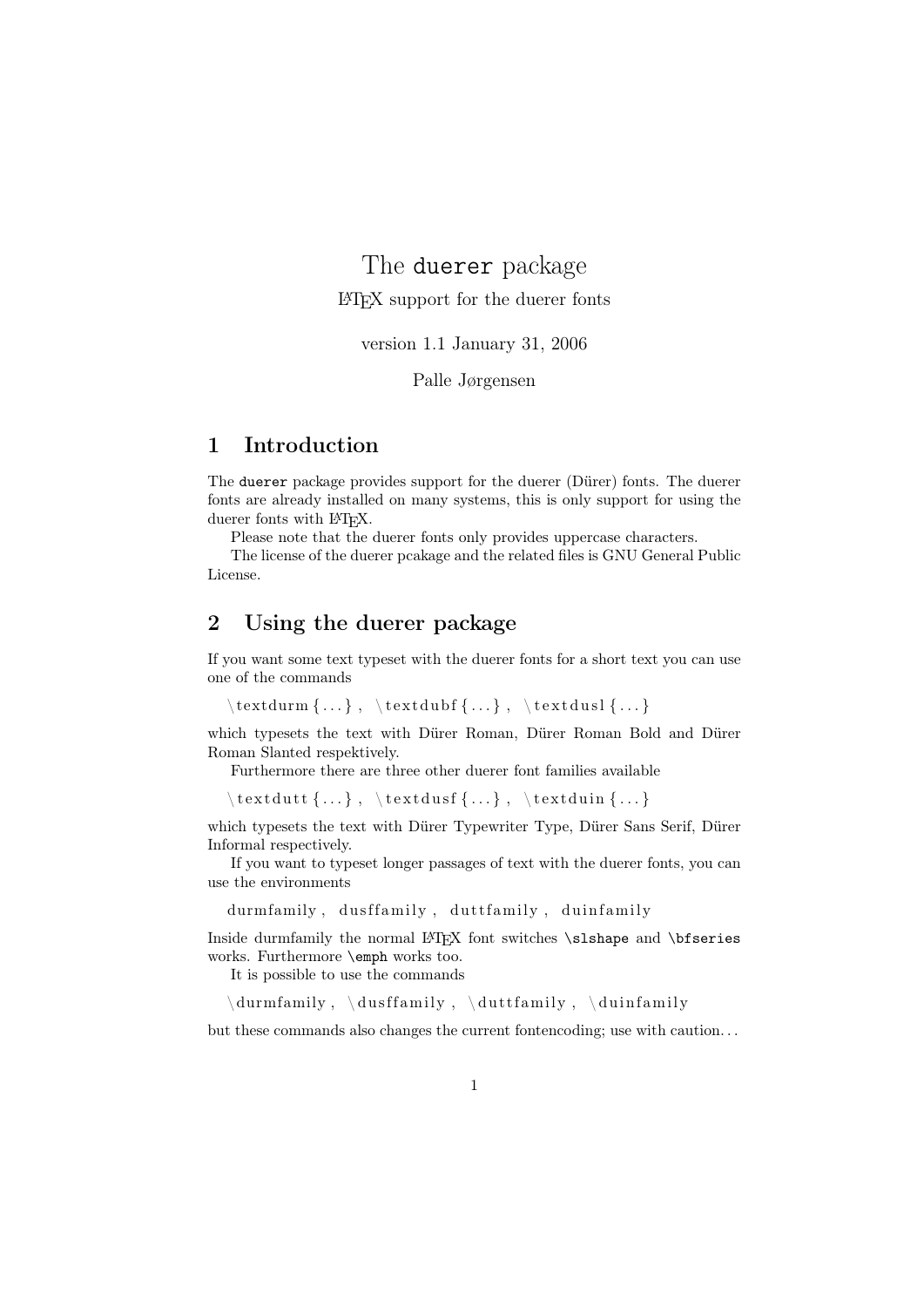# The `duerer` package

LaTeX support for the duerer fonts

version 1.1 January 31, 2006

Palle Jørgensen

## 1 Introduction

The `duerer` package provides support for the duerer (Dürer) fonts. The duerer fonts are already installed on many systems, this is only support for using the duerer fonts with LaTeX.

Please note that the duerer fonts only provides uppercase characters.

The license of the duerer pcakage and the related files is GNU General Public License.

## 2 Using the duerer package

If you want some text typeset with the duerer fonts for a short text you can use one of the commands

```
\textdurm{...}, \textdubf{...}, \textdusl{...}
```

which typesets the text with Dürer Roman, Dürer Roman Bold and Dürer Roman Slanted respektively.

Furthermore there are three other duerer font families available

```
\textdutt{...}, \textdusf{...}, \textduin{...}
```

which typesets the text with Dürer Typewriter Type, Dürer Sans Serif, Dürer Informal respectively.

If you want to typeset longer passages of text with the duerer fonts, you can use the environments

```
durmfamily, dusffamily, duttfamily, duinfamily
```

Inside durmfamily the normal LaTeX font switches `\slshape` and `\bfseries` works. Furthermore `\emph` works too.

It is possible to use the commands

```
\durmfamily, \dusffamily, \duttfamily, \duinfamily
```

but these commands also changes the current fontencoding; use with caution...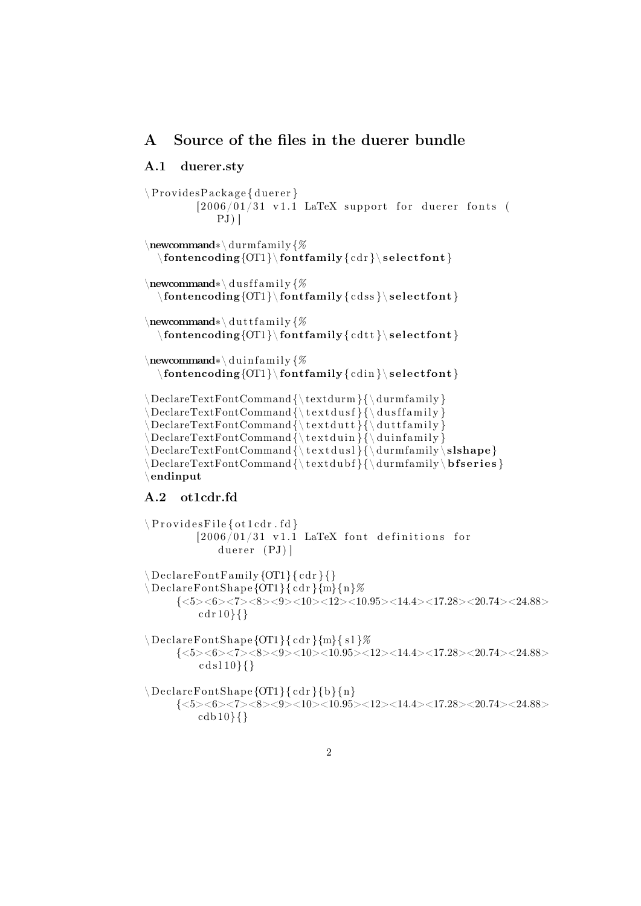# A Source of the files in the duerer bundle

## A.1 duerer.sty

```
\ProvidesPackage{duerer}
        [2006/01/31 v1.1 LaTeX support for duerer fonts (
            PJ)]

\newcommand*\durmfamily{%
  \fontencoding{OT1}\fontfamily{cdr}\selectfont}

\newcommand*\dusffamily{%
  \fontencoding{OT1}\fontfamily{cdss}\selectfont}

\newcommand*\duttfamily{%
  \fontencoding{OT1}\fontfamily{cdtt}\selectfont}

\newcommand*\duinfamily{%
  \fontencoding{OT1}\fontfamily{cdin}\selectfont}

\DeclareTextFontCommand{\textdurm}{\durmfamily}
\DeclareTextFontCommand{\textdusf}{\dusffamily}
\DeclareTextFontCommand{\textdutt}{\duttfamily}
\DeclareTextFontCommand{\textduin}{\duinfamily}
\DeclareTextFontCommand{\textdusl}{\durmfamily\slshape}
\DeclareTextFontCommand{\textdubf}{\durmfamily\bfseries}
\endinput
```

## A.2 ot1cdr.fd

```
\ProvidesFile{ot1cdr.fd}
        [2006/01/31 v1.1 LaTeX font definitions for
            duerer (PJ)]

\DeclareFontFamily{OT1}{cdr}{}
\DeclareFontShape{OT1}{cdr}{m}{n}%
     {<5><6><7><8><9><10><12><10.95><14.4><17.28><20.74><24.88>
        cdr10}{}

\DeclareFontShape{OT1}{cdr}{m}{sl}%
     {<5><6><7><8><9><10><10.95><12><14.4><17.28><20.74><24.88>
        cdsl10}{}

\DeclareFontShape{OT1}{cdr}{b}{n}
     {<5><6><7><8><9><10><10.95><12><14.4><17.28><20.74><24.88>
        cdb10}{}
```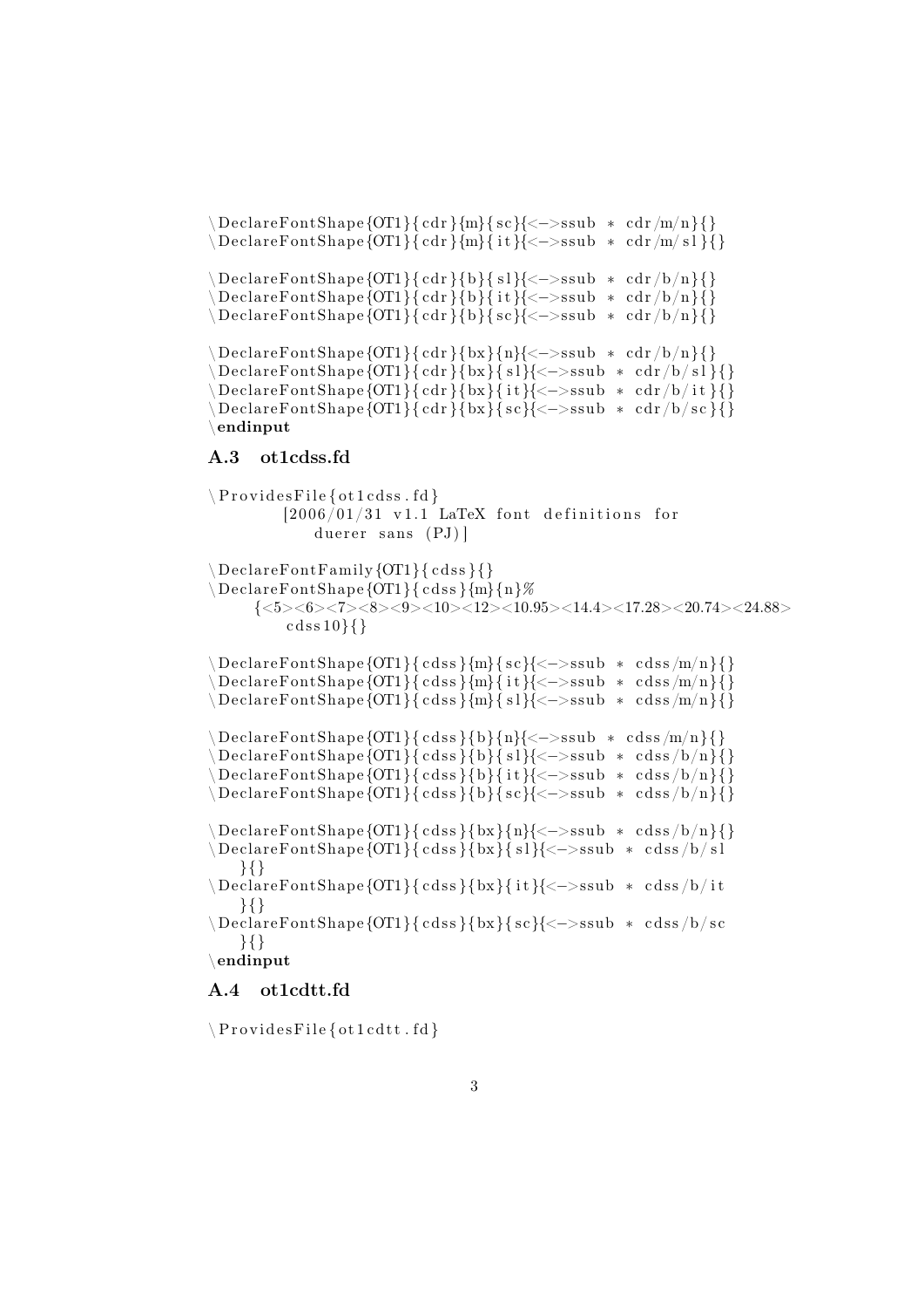```
\DeclareFontShape{OT1}{cdr}{m}{sc}{<->ssub * cdr/m/n}{}
\DeclareFontShape{OT1}{cdr}{m}{it}{<->ssub * cdr/m/sl}{}

\DeclareFontShape{OT1}{cdr}{b}{sl}{<->ssub * cdr/b/n}{}
\DeclareFontShape{OT1}{cdr}{b}{it}{<->ssub * cdr/b/n}{}
\DeclareFontShape{OT1}{cdr}{b}{sc}{<->ssub * cdr/b/n}{}

\DeclareFontShape{OT1}{cdr}{bx}{n}{<->ssub * cdr/b/n}{}
\DeclareFontShape{OT1}{cdr}{bx}{sl}{<->ssub * cdr/b/sl}{}
\DeclareFontShape{OT1}{cdr}{bx}{it}{<->ssub * cdr/b/it}{}
\DeclareFontShape{OT1}{cdr}{bx}{sc}{<->ssub * cdr/b/sc}{}
\endinput
```

### A.3 ot1cdss.fd

```
\ProvidesFile{ot1cdss.fd}
        [2006/01/31 v1.1 LaTeX font definitions for
            duerer sans (PJ)]

\DeclareFontFamily{OT1}{cdss}{}
\DeclareFontShape{OT1}{cdss}{m}{n}%
     {<5><6><7><8><9><10><12><10.95><14.4><17.28><20.74><24.88>
        cdss10}{}

\DeclareFontShape{OT1}{cdss}{m}{sc}{<->ssub * cdss/m/n}{}
\DeclareFontShape{OT1}{cdss}{m}{it}{<->ssub * cdss/m/n}{}
\DeclareFontShape{OT1}{cdss}{m}{sl}{<->ssub * cdss/m/n}{}

\DeclareFontShape{OT1}{cdss}{b}{n}{<->ssub * cdss/m/n}{}
\DeclareFontShape{OT1}{cdss}{b}{sl}{<->ssub * cdss/b/n}{}
\DeclareFontShape{OT1}{cdss}{b}{it}{<->ssub * cdss/b/n}{}
\DeclareFontShape{OT1}{cdss}{b}{sc}{<->ssub * cdss/b/n}{}

\DeclareFontShape{OT1}{cdss}{bx}{n}{<->ssub * cdss/b/n}{}
\DeclareFontShape{OT1}{cdss}{bx}{sl}{<->ssub * cdss/b/sl
  }{}
\DeclareFontShape{OT1}{cdss}{bx}{it}{<->ssub * cdss/b/it
  }{}
\DeclareFontShape{OT1}{cdss}{bx}{sc}{<->ssub * cdss/b/sc
  }{}
\endinput
```

### A.4 ot1cdtt.fd

```
\ProvidesFile{ot1cdtt.fd}
```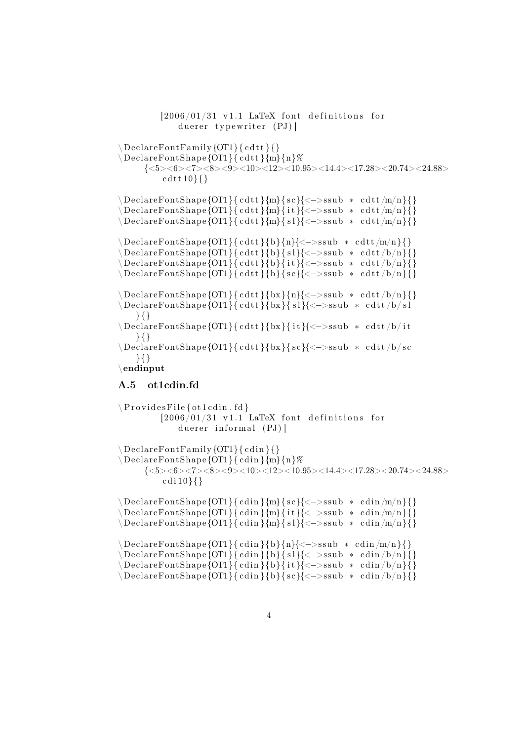```
        [2006/01/31 v1.1 LaTeX font definitions for
            duerer typewriter (PJ)]

\DeclareFontFamily{OT1}{cdtt}{}
\DeclareFontShape{OT1}{cdtt}{m}{n}%
     {<5><6><7><8><9><10><12><10.95><14.4><17.28><20.74><24.88>
         cdtt10}{}

\DeclareFontShape{OT1}{cdtt}{m}{sc}{<->ssub * cdtt/m/n}{}
\DeclareFontShape{OT1}{cdtt}{m}{it}{<->ssub * cdtt/m/n}{}
\DeclareFontShape{OT1}{cdtt}{m}{sl}{<->ssub * cdtt/m/n}{}

\DeclareFontShape{OT1}{cdtt}{b}{n}{<->ssub * cdtt/m/n}{}
\DeclareFontShape{OT1}{cdtt}{b}{sl}{<->ssub * cdtt/b/n}{}
\DeclareFontShape{OT1}{cdtt}{b}{it}{<->ssub * cdtt/b/n}{}
\DeclareFontShape{OT1}{cdtt}{b}{sc}{<->ssub * cdtt/b/n}{}

\DeclareFontShape{OT1}{cdtt}{bx}{n}{<->ssub * cdtt/b/n}{}
\DeclareFontShape{OT1}{cdtt}{bx}{sl}{<->ssub * cdtt/b/sl
   }{}
\DeclareFontShape{OT1}{cdtt}{bx}{it}{<->ssub * cdtt/b/it
   }{}
\DeclareFontShape{OT1}{cdtt}{bx}{sc}{<->ssub * cdtt/b/sc
   }{}
\endinput
```

### A.5 ot1cdin.fd

```
\ProvidesFile{ot1cdin.fd}
        [2006/01/31 v1.1 LaTeX font definitions for
            duerer informal (PJ)]

\DeclareFontFamily{OT1}{cdin}{}
\DeclareFontShape{OT1}{cdin}{m}{n}%
     {<5><6><7><8><9><10><12><10.95><14.4><17.28><20.74><24.88>
         cdi10}{}

\DeclareFontShape{OT1}{cdin}{m}{sc}{<->ssub * cdin/m/n}{}
\DeclareFontShape{OT1}{cdin}{m}{it}{<->ssub * cdin/m/n}{}
\DeclareFontShape{OT1}{cdin}{m}{sl}{<->ssub * cdin/m/n}{}

\DeclareFontShape{OT1}{cdin}{b}{n}{<->ssub * cdin/m/n}{}
\DeclareFontShape{OT1}{cdin}{b}{sl}{<->ssub * cdin/b/n}{}
\DeclareFontShape{OT1}{cdin}{b}{it}{<->ssub * cdin/b/n}{}
\DeclareFontShape{OT1}{cdin}{b}{sc}{<->ssub * cdin/b/n}{}
```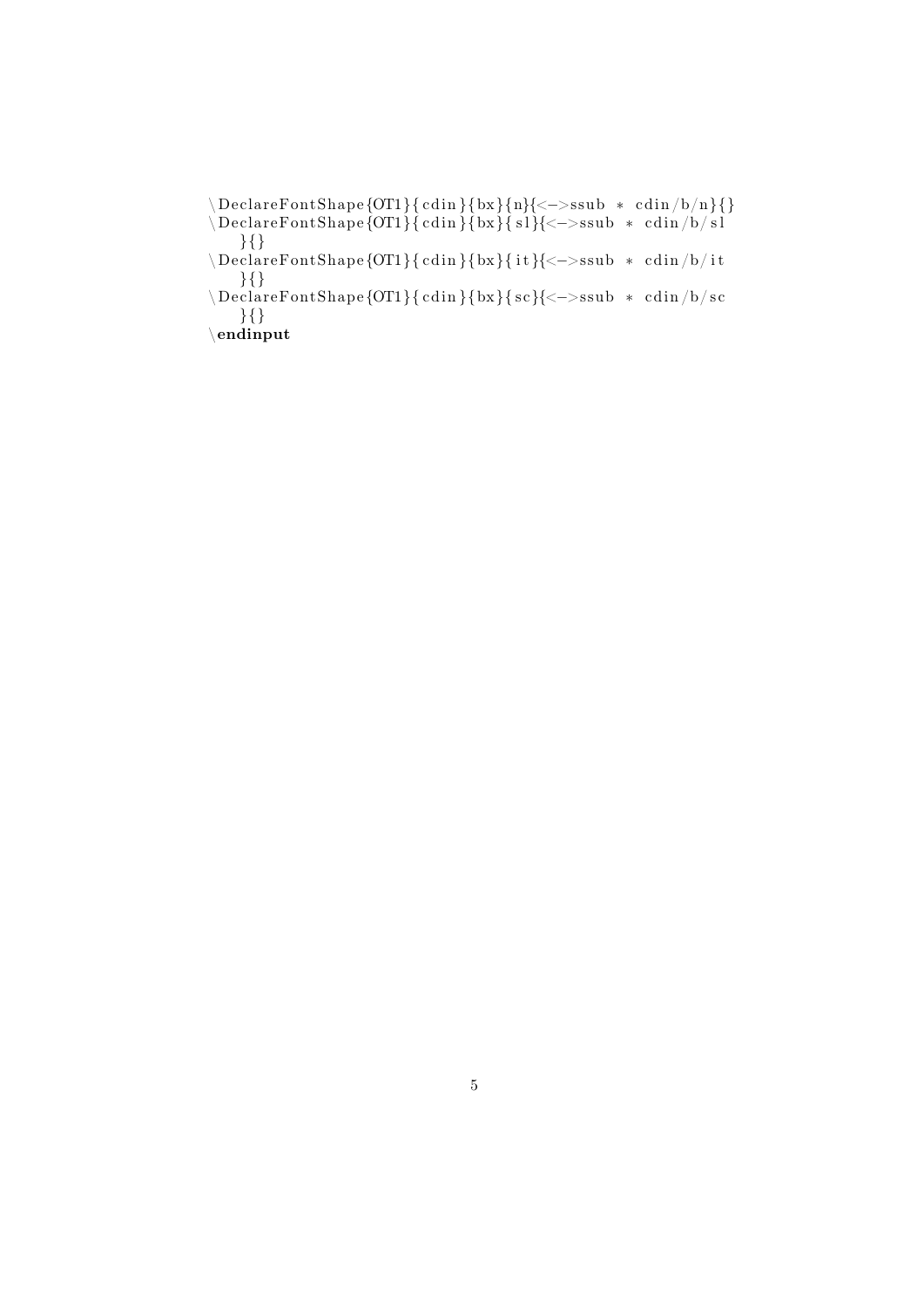```
\DeclareFontShape{OT1}{cdin}{bx}{n}{<->ssub * cdin/b/n}{}
\DeclareFontShape{OT1}{cdin}{bx}{sl}{<->ssub * cdin/b/sl
    }{}
\DeclareFontShape{OT1}{cdin}{bx}{it}{<->ssub * cdin/b/it
    }{}
\DeclareFontShape{OT1}{cdin}{bx}{sc}{<->ssub * cdin/b/sc
    }{}
\endinput
```